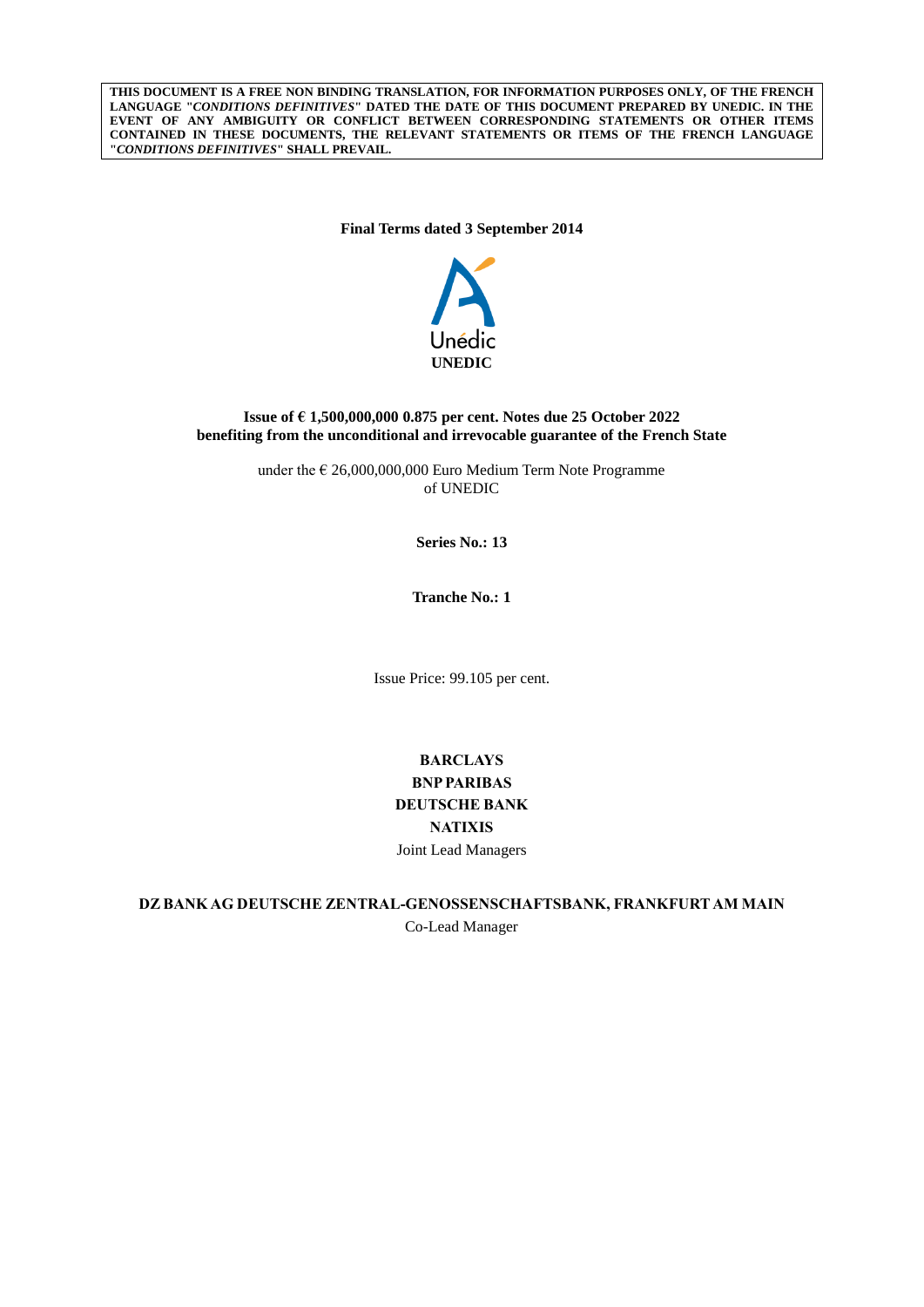**THIS DOCUMENT IS A FREE NON BINDING TRANSLATION, FOR INFORMATION PURPOSES ONLY, OF THE FRENCH LANGUAGE "*CONDITIONS DEFINITIVES*" DATED THE DATE OF THIS DOCUMENT PREPARED BY UNEDIC. IN THE EVENT OF ANY AMBIGUITY OR CONFLICT BETWEEN CORRESPONDING STATEMENTS OR OTHER ITEMS CONTAINED IN THESE DOCUMENTS, THE RELEVANT STATEMENTS OR ITEMS OF THE FRENCH LANGUAGE "*CONDITIONS DEFINITIVES*" SHALL PREVAIL.**

**Final Terms dated 3 September 2014**

Unédic

**UNEDIC**

**Issue of € 1,500,000,000 0.875 per cent. Notes due 25 October 2022**
**benefiting from the unconditional and irrevocable guarantee of the French State**

under the € 26,000,000,000 Euro Medium Term Note Programme
of UNEDIC

**Series No.: 13**

**Tranche No.: 1**

Issue Price: 99.105 per cent.

**BARCLAYS**
**BNP PARIBAS**
**DEUTSCHE BANK**
**NATIXIS**
Joint Lead Managers

**DZ BANK AG DEUTSCHE ZENTRAL-GENOSSENSCHAFTSBANK, FRANKFURT AM MAIN**
Co-Lead Manager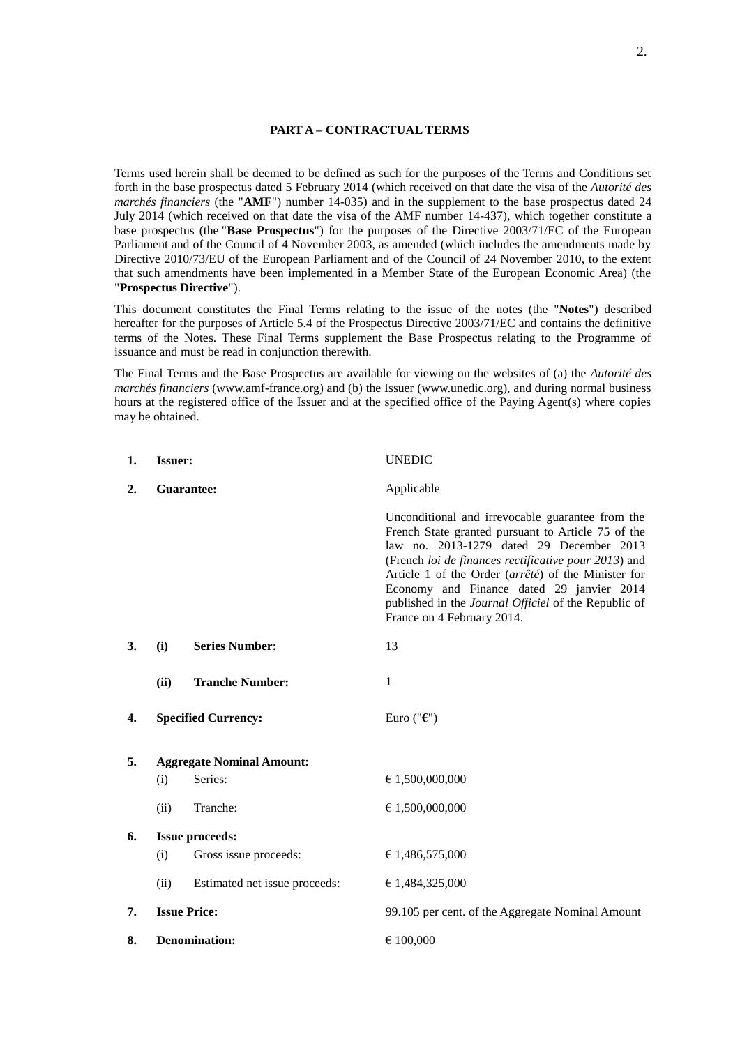## PART A – CONTRACTUAL TERMS

Terms used herein shall be deemed to be defined as such for the purposes of the Terms and Conditions set forth in the base prospectus dated 5 February 2014 (which received on that date the visa of the *Autorité des marchés financiers* (the "**AMF**") number 14-035) and in the supplement to the base prospectus dated 24 July 2014 (which received on that date the visa of the AMF number 14-437), which together constitute a base prospectus (the "**Base Prospectus**") for the purposes of the Directive 2003/71/EC of the European Parliament and of the Council of 4 November 2003, as amended (which includes the amendments made by Directive 2010/73/EU of the European Parliament and of the Council of 24 November 2010, to the extent that such amendments have been implemented in a Member State of the European Economic Area) (the "**Prospectus Directive**").

This document constitutes the Final Terms relating to the issue of the notes (the "**Notes**") described hereafter for the purposes of Article 5.4 of the Prospectus Directive 2003/71/EC and contains the definitive terms of the Notes. These Final Terms supplement the Base Prospectus relating to the Programme of issuance and must be read in conjunction therewith.

The Final Terms and the Base Prospectus are available for viewing on the websites of (a) the *Autorité des marchés financiers* (www.amf-france.org) and (b) the Issuer (www.unedic.org), and during normal business hours at the registered office of the Issuer and at the specified office of the Paying Agent(s) where copies may be obtained.

| | | | |
|---|---|---|---|
| **1.** | **Issuer:** | | UNEDIC |
| **2.** | **Guarantee:** | | Applicable<br><br>Unconditional and irrevocable guarantee from the French State granted pursuant to Article 75 of the law no. 2013-1279 dated 29 December 2013 (French *loi de finances rectificative pour 2013*) and Article 1 of the Order (*arrêté*) of the Minister for Economy and Finance dated 29 janvier 2014 published in the *Journal Officiel* of the Republic of France on 4 February 2014. |
| **3.** | **(i)** | **Series Number:** | 13 |
| | **(ii)** | **Tranche Number:** | 1 |
| **4.** | **Specified Currency:** | | Euro ("**€**") |
| **5.** | **Aggregate Nominal Amount:** | | |
| | (i) | Series: | € 1,500,000,000 |
| | (ii) | Tranche: | € 1,500,000,000 |
| **6.** | **Issue proceeds:** | | |
| | (i) | Gross issue proceeds: | € 1,486,575,000 |
| | (ii) | Estimated net issue proceeds: | € 1,484,325,000 |
| **7.** | **Issue Price:** | | 99.105 per cent. of the Aggregate Nominal Amount |
| **8.** | **Denomination:** | | € 100,000 |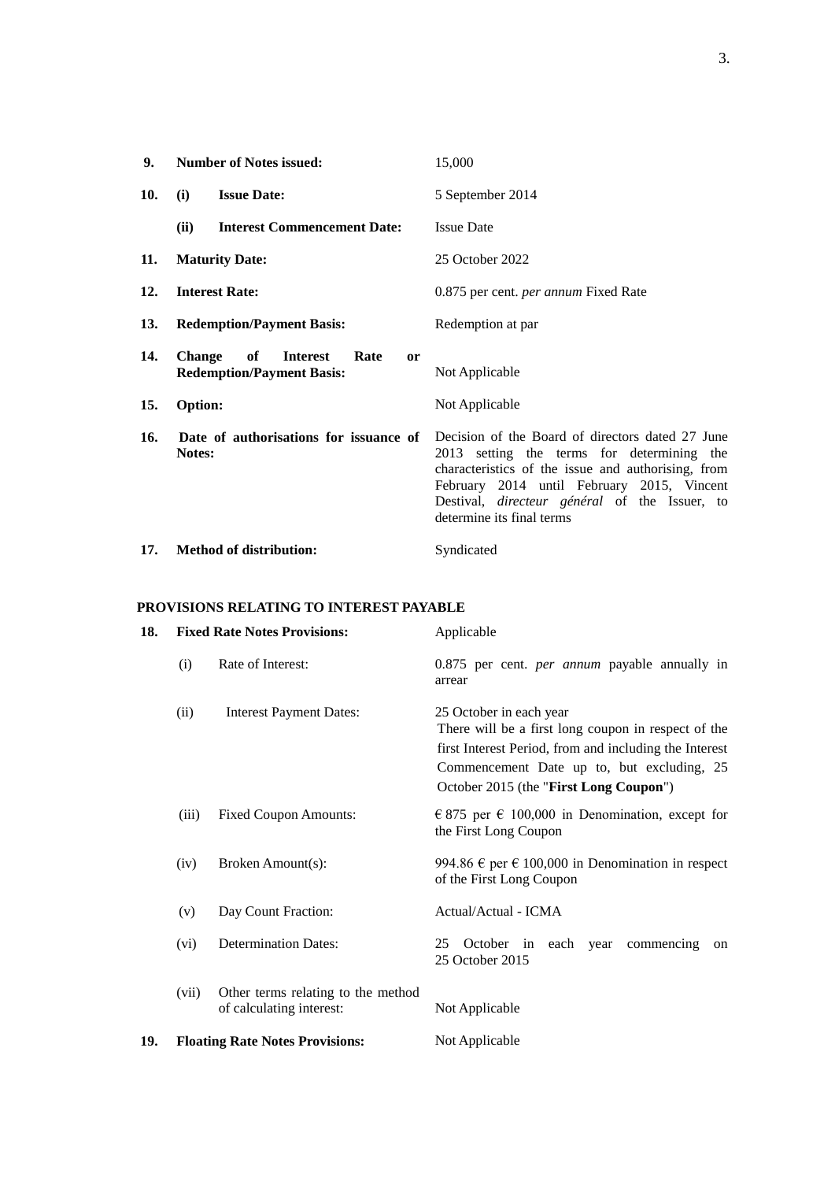| | | | |
|---|---|---|---|
| **9.** | **Number of Notes issued:** | | 15,000 |
| **10.** | **(i)** | **Issue Date:** | 5 September 2014 |
| | **(ii)** | **Interest Commencement Date:** | Issue Date |
| **11.** | **Maturity Date:** | | 25 October 2022 |
| **12.** | **Interest Rate:** | | 0.875 per cent. *per annum* Fixed Rate |
| **13.** | **Redemption/Payment Basis:** | | Redemption at par |
| **14.** | **Change of Interest Rate or Redemption/Payment Basis:** | | Not Applicable |
| **15.** | **Option:** | | Not Applicable |
| **16.** | **Date of authorisations for issuance of Notes:** | | Decision of the Board of directors dated 27 June 2013 setting the terms for determining the characteristics of the issue and authorising, from February 2014 until February 2015, Vincent Destival, *directeur général* of the Issuer, to determine its final terms |
| **17.** | **Method of distribution:** | | Syndicated |

**PROVISIONS RELATING TO INTEREST PAYABLE**

| | | | |
|---|---|---|---|
| **18.** | **Fixed Rate Notes Provisions:** | | Applicable |
| | (i) | Rate of Interest: | 0.875 per cent. *per annum* payable annually in arrear |
| | (ii) | Interest Payment Dates: | 25 October in each year<br>There will be a first long coupon in respect of the first Interest Period, from and including the Interest Commencement Date up to, but excluding, 25 October 2015 (the "**First Long Coupon**") |
| | (iii) | Fixed Coupon Amounts: | € 875 per € 100,000 in Denomination, except for the First Long Coupon |
| | (iv) | Broken Amount(s): | 994.86 € per € 100,000 in Denomination in respect of the First Long Coupon |
| | (v) | Day Count Fraction: | Actual/Actual - ICMA |
| | (vi) | Determination Dates: | 25 October in each year commencing on 25 October 2015 |
| | (vii) | Other terms relating to the method of calculating interest: | Not Applicable |
| **19.** | **Floating Rate Notes Provisions:** | | Not Applicable |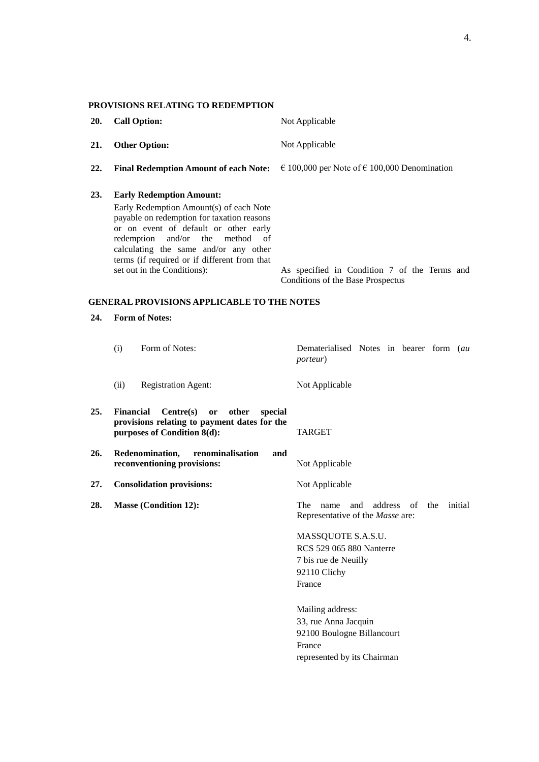**PROVISIONS RELATING TO REDEMPTION**

| | | |
|---|---|---|
| **20.** | **Call Option:** | Not Applicable |
| **21.** | **Other Option:** | Not Applicable |
| **22.** | **Final Redemption Amount of each Note:** | € 100,000 per Note of € 100,000 Denomination |
| **23.** | **Early Redemption Amount:** Early Redemption Amount(s) of each Note payable on redemption for taxation reasons or on event of default or other early redemption and/or the method of calculating the same and/or any other terms (if required or if different from that set out in the Conditions): | As specified in Condition 7 of the Terms and Conditions of the Base Prospectus |

**GENERAL PROVISIONS APPLICABLE TO THE NOTES**

| | | |
|---|---|---|
| **24.** | **Form of Notes:** | |
| | (i) Form of Notes: | Dematerialised Notes in bearer form (*au porteur*) |
| | (ii) Registration Agent: | Not Applicable |
| **25.** | **Financial Centre(s) or other special provisions relating to payment dates for the purposes of Condition 8(d):** | TARGET |
| **26.** | **Redenomination, renominalisation and reconventioning provisions:** | Not Applicable |
| **27.** | **Consolidation provisions:** | Not Applicable |
| **28.** | **Masse (Condition 12):** | The name and address of the initial Representative of the *Masse* are:<br><br>MASSQUOTE S.A.S.U.<br>RCS 529 065 880 Nanterre<br>7 bis rue de Neuilly<br>92110 Clichy<br>France<br><br>Mailing address:<br>33, rue Anna Jacquin<br>92100 Boulogne Billancourt<br>France<br>represented by its Chairman |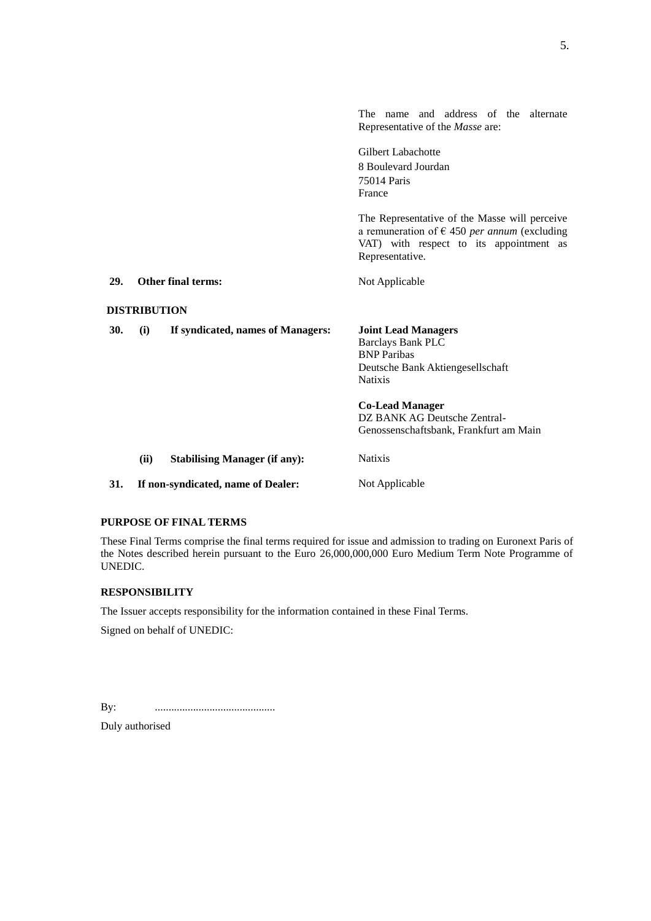| | | |
|---|---|---|
| | | The name and address of the alternate Representative of the *Masse* are:<br><br>Gilbert Labachotte<br>8 Boulevard Jourdan<br>75014 Paris<br>France<br><br>The Representative of the Masse will perceive a remuneration of € 450 *per annum* (excluding VAT) with respect to its appointment as Representative. |
| **29.** | **Other final terms:** | Not Applicable |

**DISTRIBUTION**

| | | |
|---|---|---|
| **30.** | **(i) If syndicated, names of Managers:** | **Joint Lead Managers**<br>Barclays Bank PLC<br>BNP Paribas<br>Deutsche Bank Aktiengesellschaft<br>Natixis<br><br>**Co-Lead Manager**<br>DZ BANK AG Deutsche Zentral-Genossenschaftsbank, Frankfurt am Main |
| | **(ii) Stabilising Manager (if any):** | Natixis |
| **31.** | **If non-syndicated, name of Dealer:** | Not Applicable |

**PURPOSE OF FINAL TERMS**

These Final Terms comprise the final terms required for issue and admission to trading on Euronext Paris of the Notes described herein pursuant to the Euro 26,000,000,000 Euro Medium Term Note Programme of UNEDIC.

**RESPONSIBILITY**

The Issuer accepts responsibility for the information contained in these Final Terms.

Signed on behalf of UNEDIC:

By: ...........................................

Duly authorised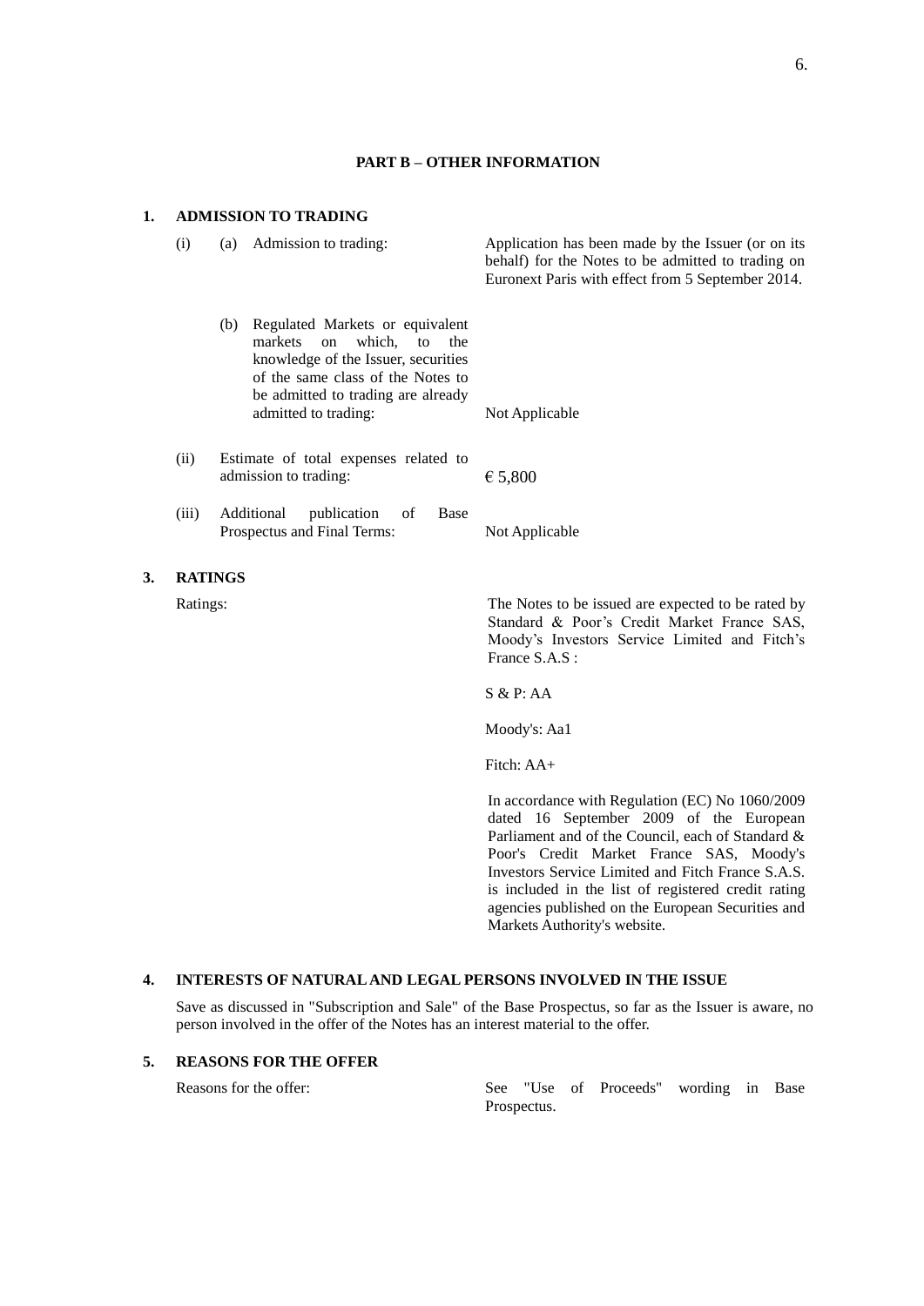## PART B – OTHER INFORMATION

### 1. ADMISSION TO TRADING

| | | |
|---|---|---|
| (i) | (a) Admission to trading: | Application has been made by the Issuer (or on its behalf) for the Notes to be admitted to trading on Euronext Paris with effect from 5 September 2014. |
| | (b) Regulated Markets or equivalent markets on which, to the knowledge of the Issuer, securities of the same class of the Notes to be admitted to trading are already admitted to trading: | Not Applicable |
| (ii) | Estimate of total expenses related to admission to trading: | € 5,800 |
| (iii) | Additional publication of Base Prospectus and Final Terms: | Not Applicable |

### 3. RATINGS

Ratings:

The Notes to be issued are expected to be rated by Standard & Poor's Credit Market France SAS, Moody's Investors Service Limited and Fitch's France S.A.S :

S & P: AA

Moody's: Aa1

Fitch: AA+

In accordance with Regulation (EC) No 1060/2009 dated 16 September 2009 of the European Parliament and of the Council, each of Standard & Poor's Credit Market France SAS, Moody's Investors Service Limited and Fitch France S.A.S. is included in the list of registered credit rating agencies published on the European Securities and Markets Authority's website.

### 4. INTERESTS OF NATURAL AND LEGAL PERSONS INVOLVED IN THE ISSUE

Save as discussed in "Subscription and Sale" of the Base Prospectus, so far as the Issuer is aware, no person involved in the offer of the Notes has an interest material to the offer.

### 5. REASONS FOR THE OFFER

| | |
|---|---|
| Reasons for the offer: | See "Use of Proceeds" wording in Base Prospectus. |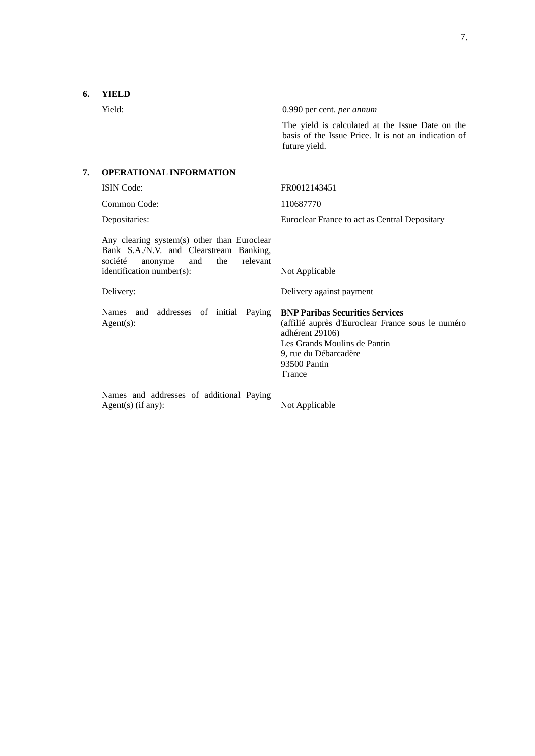## 6. YIELD

| | |
|---|---|
| Yield: | 0.990 per cent. *per annum* |
| | The yield is calculated at the Issue Date on the basis of the Issue Price. It is not an indication of future yield. |

## 7. OPERATIONAL INFORMATION

| | |
|---|---|
| ISIN Code: | FR0012143451 |
| Common Code: | 110687770 |
| Depositaries: | Euroclear France to act as Central Depositary |
| Any clearing system(s) other than Euroclear Bank S.A./N.V. and Clearstream Banking, société anonyme and the relevant identification number(s): | Not Applicable |
| Delivery: | Delivery against payment |
| Names and addresses of initial Paying Agent(s): | **BNP Paribas Securities Services**<br>(affilié auprès d'Euroclear France sous le numéro adhérent 29106)<br>Les Grands Moulins de Pantin<br>9, rue du Débarcadère<br>93500 Pantin<br>France |
| Names and addresses of additional Paying Agent(s) (if any): | Not Applicable |